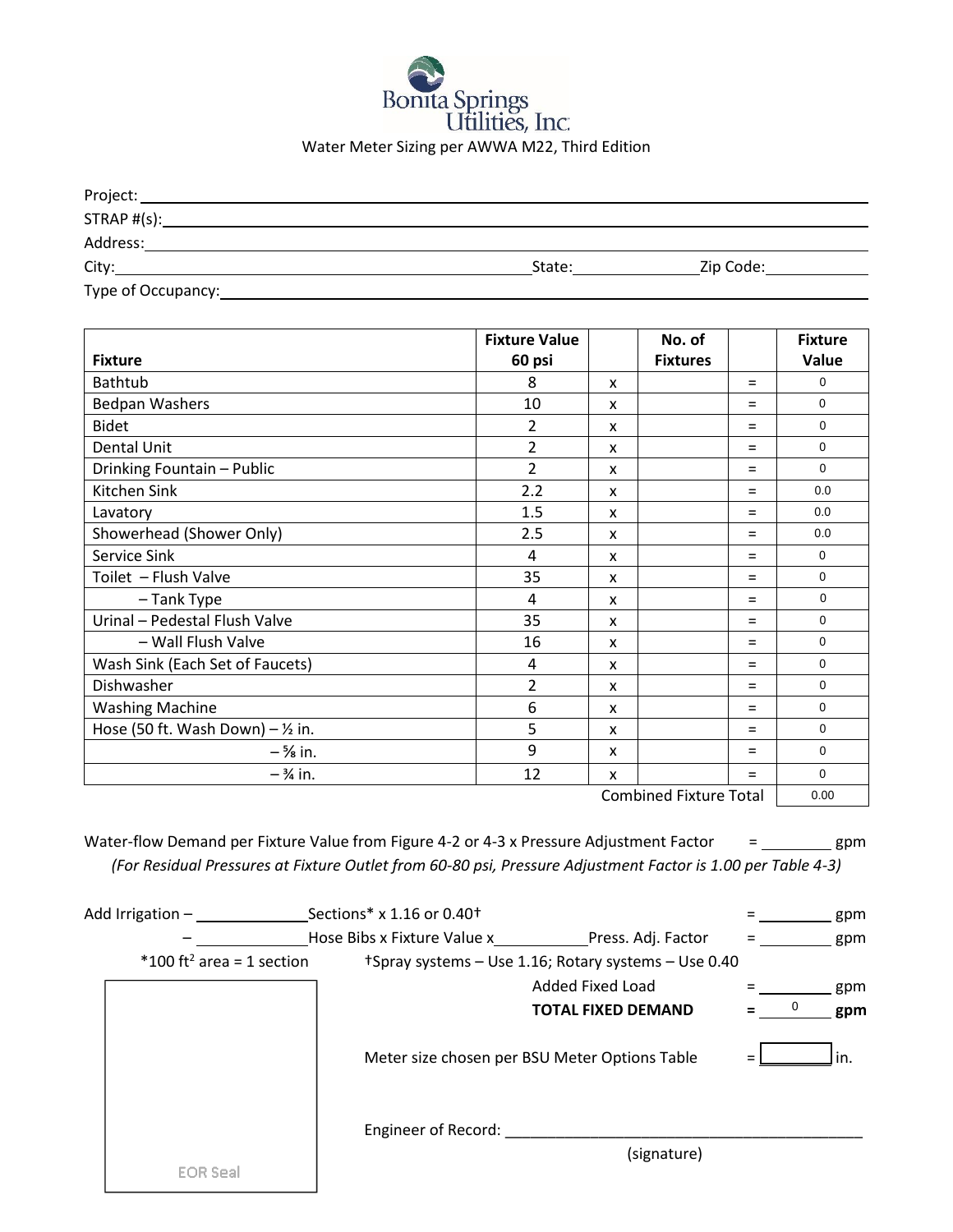# Bonita Springs Utilities, Inc.

Water Meter Sizing per AWWA M22, Third Edition

Project: ______________________________

STRAP #(s): ______________________________

Address: ______________________________

City: ______________________________ State: ______________ Zip Code: ______________

Type of Occupancy: ______________________________

| Fixture | Fixture Value 60 psi | | No. of Fixtures | | Fixture Value |
|---|---|---|---|---|---|
| Bathtub | 8 | x | | = | 0 |
| Bedpan Washers | 10 | x | | = | 0 |
| Bidet | 2 | x | | = | 0 |
| Dental Unit | 2 | x | | = | 0 |
| Drinking Fountain – Public | 2 | x | | = | 0 |
| Kitchen Sink | 2.2 | x | | = | 0.0 |
| Lavatory | 1.5 | x | | = | 0.0 |
| Showerhead (Shower Only) | 2.5 | x | | = | 0.0 |
| Service Sink | 4 | x | | = | 0 |
| Toilet – Flush Valve | 35 | x | | = | 0 |
| – Tank Type | 4 | x | | = | 0 |
| Urinal – Pedestal Flush Valve | 35 | x | | = | 0 |
| – Wall Flush Valve | 16 | x | | = | 0 |
| Wash Sink (Each Set of Faucets) | 4 | x | | = | 0 |
| Dishwasher | 2 | x | | = | 0 |
| Washing Machine | 6 | x | | = | 0 |
| Hose (50 ft. Wash Down) – ½ in. | 5 | x | | = | 0 |
| – ⅝ in. | 9 | x | | = | 0 |
| – ¾ in. | 12 | x | | = | 0 |
| | | | Combined Fixture Total | | 0.00 |

Water-flow Demand per Fixture Value from Figure 4-2 or 4-3 x Pressure Adjustment Factor = ________ gpm

*(For Residual Pressures at Fixture Outlet from 60-80 psi, Pressure Adjustment Factor is 1.00 per Table 4-3)*

Add Irrigation – ____________ Sections* x 1.16 or 0.40† = ________ gpm

– ____________ Hose Bibs x Fixture Value x ____________ Press. Adj. Factor = ________ gpm

*100 ft² area = 1 section †Spray systems – Use 1.16; Rotary systems – Use 0.40

Added Fixed Load = ________ gpm

**TOTAL FIXED DEMAND = 0 gpm**

Meter size chosen per BSU Meter Options Table = ________ in.

Engineer of Record: ______________________________

(signature)

EOR Seal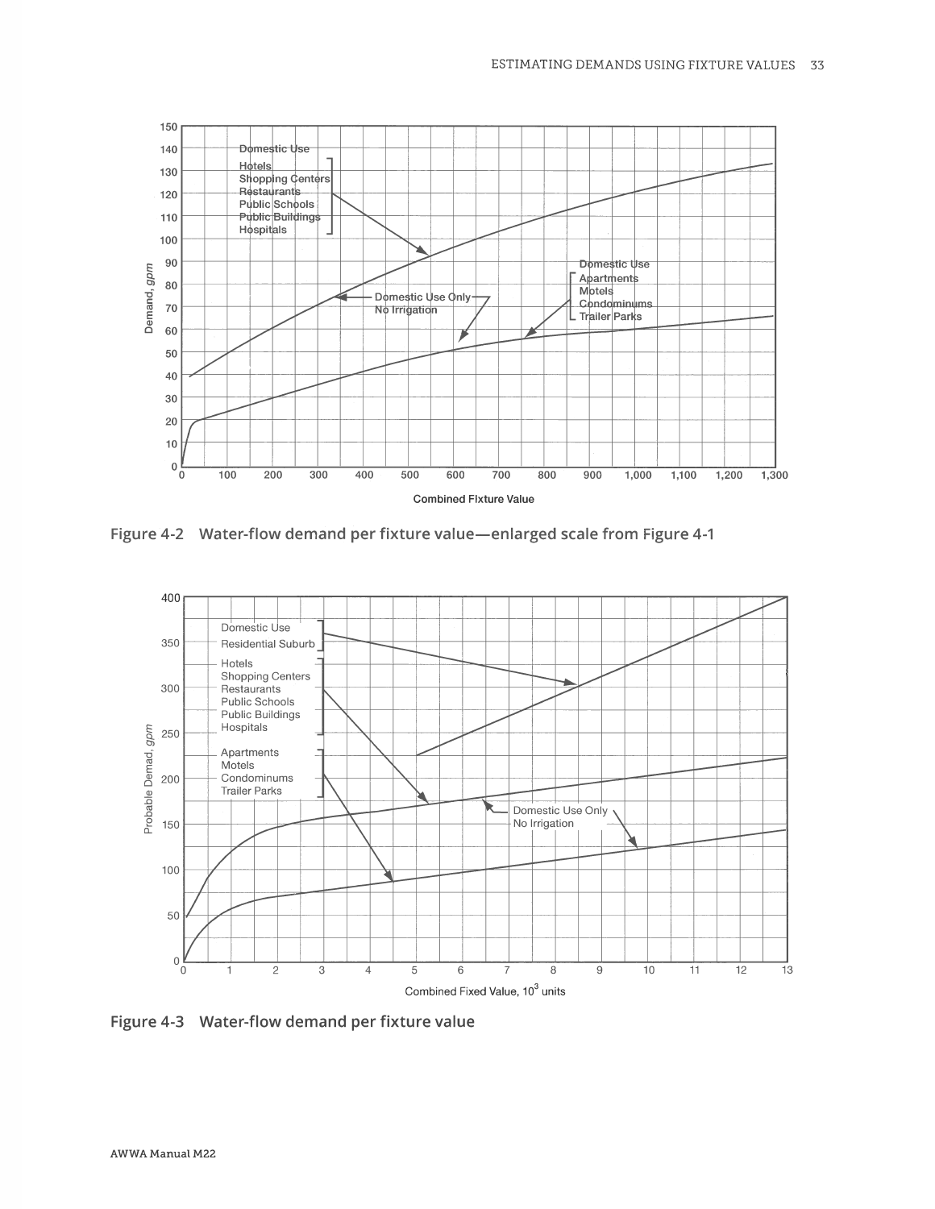Figure 4-2 Water-flow demand per fixture value—enlarged scale from Figure 4-1

Figure 4-3 Water-flow demand per fixture value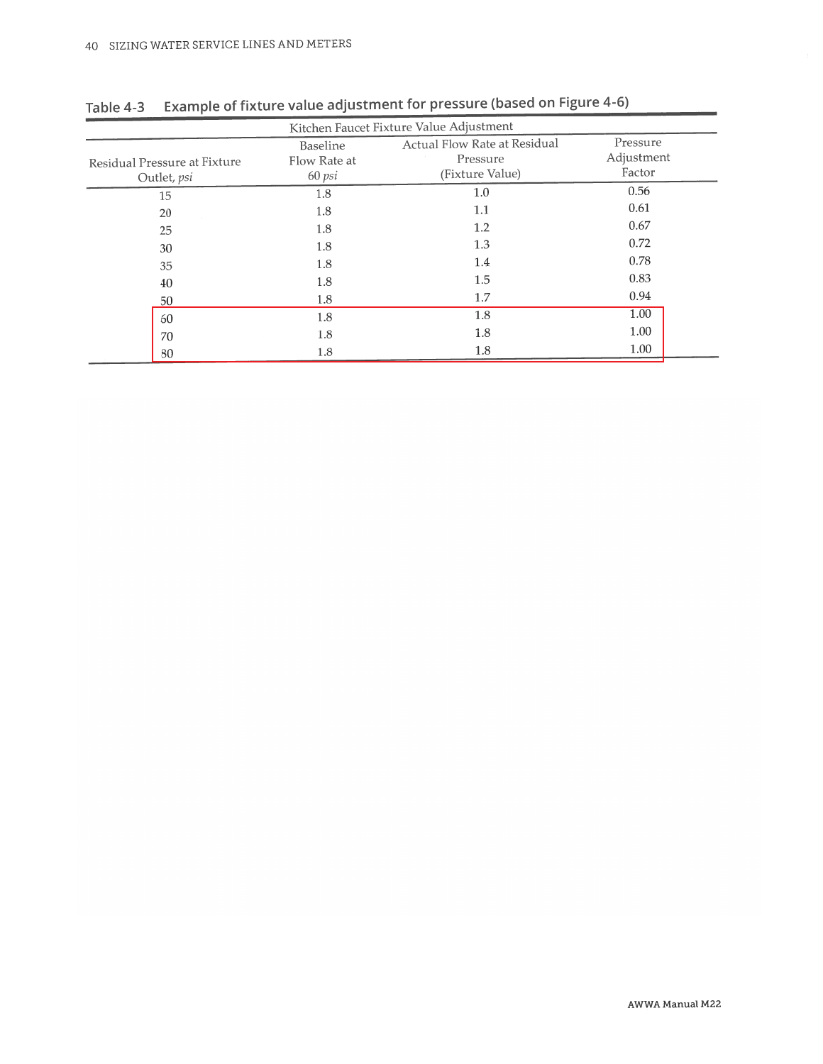**Table 4-3 Example of fixture value adjustment for pressure (based on Figure 4-6)**

| Kitchen Faucet Fixture Value Adjustment | | | |
|---|---|---|---|
| Residual Pressure at Fixture Outlet, *psi* | Baseline Flow Rate at 60 *psi* | Actual Flow Rate at Residual Pressure (Fixture Value) | Pressure Adjustment Factor |
| 15 | 1.8 | 1.0 | 0.56 |
| 20 | 1.8 | 1.1 | 0.61 |
| 25 | 1.8 | 1.2 | 0.67 |
| 30 | 1.8 | 1.3 | 0.72 |
| 35 | 1.8 | 1.4 | 0.78 |
| 40 | 1.8 | 1.5 | 0.83 |
| 50 | 1.8 | 1.7 | 0.94 |
| 60 | 1.8 | 1.8 | 1.00 |
| 70 | 1.8 | 1.8 | 1.00 |
| 80 | 1.8 | 1.8 | 1.00 |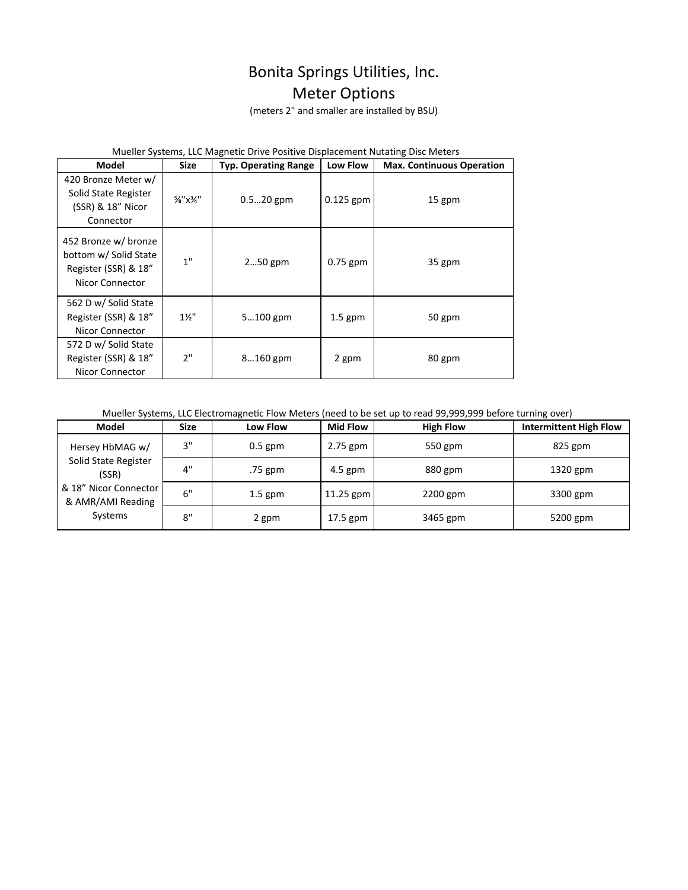# Bonita Springs Utilities, Inc.
## Meter Options

(meters 2" and smaller are installed by BSU)

Mueller Systems, LLC Magnetic Drive Positive Displacement Nutating Disc Meters

| Model | Size | Typ. Operating Range | Low Flow | Max. Continuous Operation |
|---|---|---|---|---|
| 420 Bronze Meter w/ Solid State Register (SSR) & 18" Nicor Connector | ⅝"x¾" | 0.5…20 gpm | 0.125 gpm | 15 gpm |
| 452 Bronze w/ bronze bottom w/ Solid State Register (SSR) & 18" Nicor Connector | 1" | 2…50 gpm | 0.75 gpm | 35 gpm |
| 562 D w/ Solid State Register (SSR) & 18" Nicor Connector | 1½" | 5…100 gpm | 1.5 gpm | 50 gpm |
| 572 D w/ Solid State Register (SSR) & 18" Nicor Connector | 2" | 8…160 gpm | 2 gpm | 80 gpm |

Mueller Systems, LLC Electromagnetic Flow Meters (need to be set up to read 99,999,999 before turning over)

| Model | Size | Low Flow | Mid Flow | High Flow | Intermittent High Flow |
|---|---|---|---|---|---|
| Hersey HbMAG w/ Solid State Register (SSR) & 18" Nicor Connector & AMR/AMI Reading Systems | 3" | 0.5 gpm | 2.75 gpm | 550 gpm | 825 gpm |
| | 4" | .75 gpm | 4.5 gpm | 880 gpm | 1320 gpm |
| | 6" | 1.5 gpm | 11.25 gpm | 2200 gpm | 3300 gpm |
| | 8" | 2 gpm | 17.5 gpm | 3465 gpm | 5200 gpm |